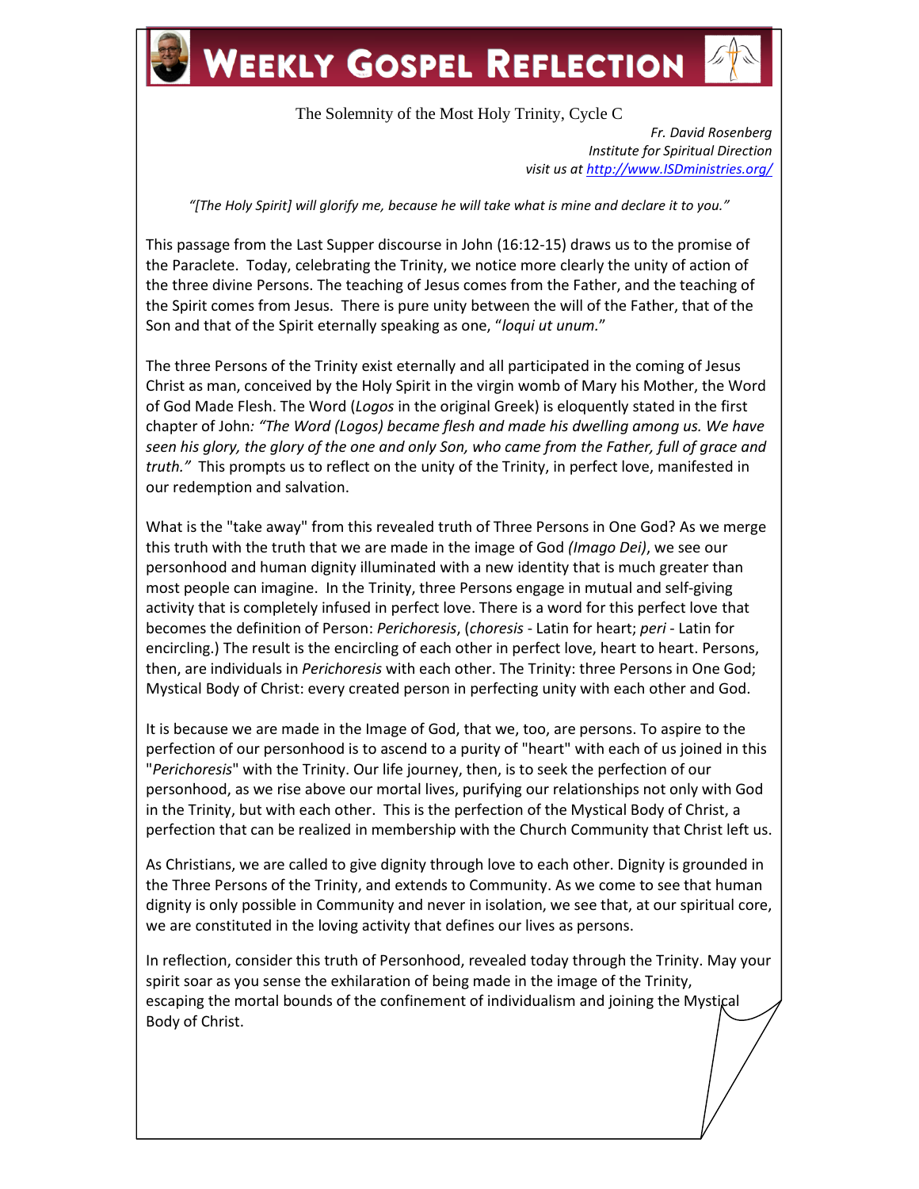# Weekly Gospel Reflection

The Solemnity of the Most Holy Trinity, Cycle C

*Fr. David Rosenberg*
*Institute for Spiritual Direction*
*visit us at [http://www.ISDministries.org/](http://www.ISDministries.org/)*

*"[The Holy Spirit] will glorify me, because he will take what is mine and declare it to you."*

This passage from the Last Supper discourse in John (16:12-15) draws us to the promise of the Paraclete. Today, celebrating the Trinity, we notice more clearly the unity of action of the three divine Persons. The teaching of Jesus comes from the Father, and the teaching of the Spirit comes from Jesus. There is pure unity between the will of the Father, that of the Son and that of the Spirit eternally speaking as one, "*loqui ut unum.*"

The three Persons of the Trinity exist eternally and all participated in the coming of Jesus Christ as man, conceived by the Holy Spirit in the virgin womb of Mary his Mother, the Word of God Made Flesh. The Word (*Logos* in the original Greek) is eloquently stated in the first chapter of John*: "The Word (Logos) became flesh and made his dwelling among us. We have seen his glory, the glory of the one and only Son, who came from the Father, full of grace and truth."* This prompts us to reflect on the unity of the Trinity, in perfect love, manifested in our redemption and salvation.

What is the "take away" from this revealed truth of Three Persons in One God? As we merge this truth with the truth that we are made in the image of God *(Imago Dei)*, we see our personhood and human dignity illuminated with a new identity that is much greater than most people can imagine. In the Trinity, three Persons engage in mutual and self-giving activity that is completely infused in perfect love. There is a word for this perfect love that becomes the definition of Person: *Perichoresis*, (*choresis* - Latin for heart; *peri* - Latin for encircling.) The result is the encircling of each other in perfect love, heart to heart. Persons, then, are individuals in *Perichoresis* with each other. The Trinity: three Persons in One God; Mystical Body of Christ: every created person in perfecting unity with each other and God.

It is because we are made in the Image of God, that we, too, are persons. To aspire to the perfection of our personhood is to ascend to a purity of "heart" with each of us joined in this "*Perichoresis*" with the Trinity. Our life journey, then, is to seek the perfection of our personhood, as we rise above our mortal lives, purifying our relationships not only with God in the Trinity, but with each other. This is the perfection of the Mystical Body of Christ, a perfection that can be realized in membership with the Church Community that Christ left us.

As Christians, we are called to give dignity through love to each other. Dignity is grounded in the Three Persons of the Trinity, and extends to Community. As we come to see that human dignity is only possible in Community and never in isolation, we see that, at our spiritual core, we are constituted in the loving activity that defines our lives as persons.

In reflection, consider this truth of Personhood, revealed today through the Trinity. May your spirit soar as you sense the exhilaration of being made in the image of the Trinity, escaping the mortal bounds of the confinement of individualism and joining the Mystical Body of Christ.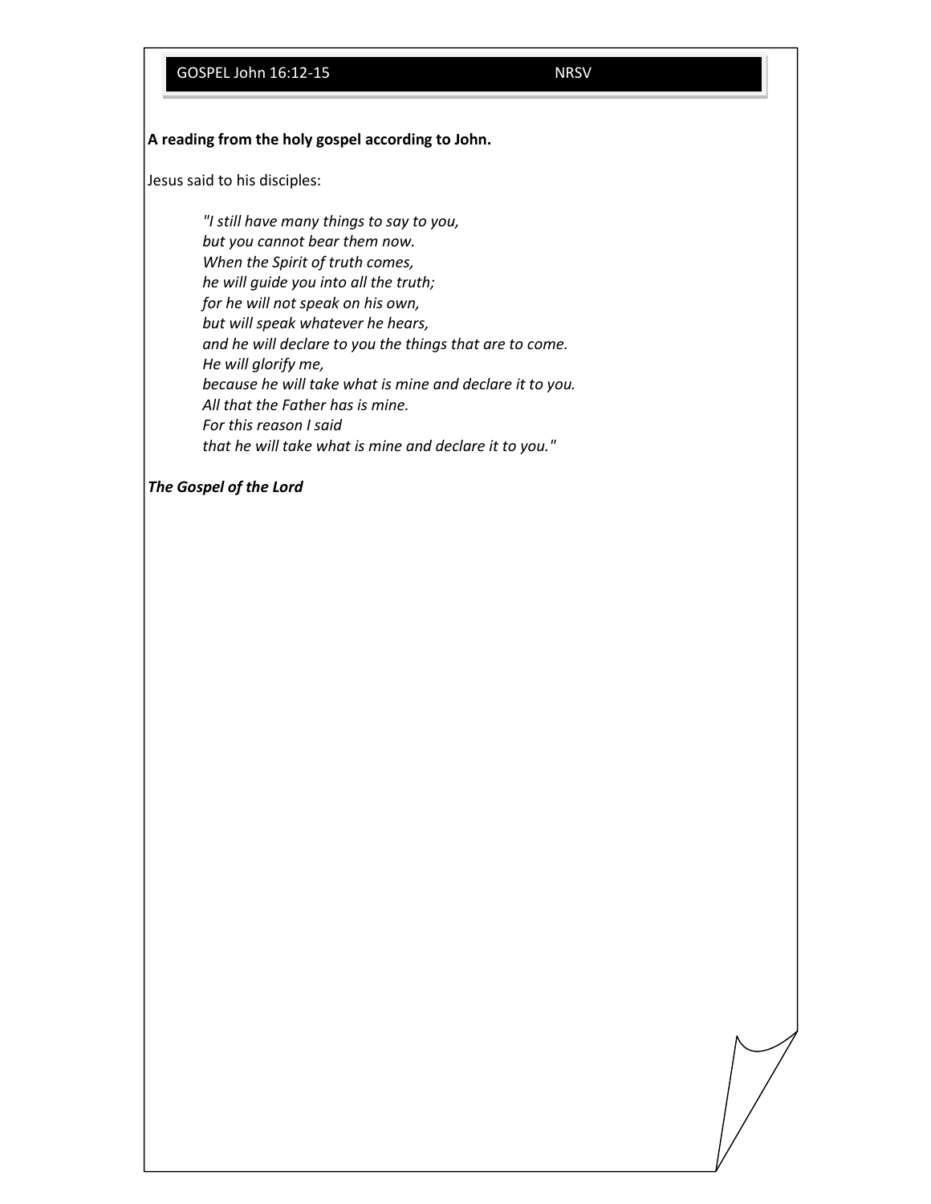GOSPEL John 16:12-15 NRSV

**A reading from the holy gospel according to John.**

Jesus said to his disciples:

*"I still have many things to say to you,*
*but you cannot bear them now.*
*When the Spirit of truth comes,*
*he will guide you into all the truth;*
*for he will not speak on his own,*
*but will speak whatever he hears,*
*and he will declare to you the things that are to come.*
*He will glorify me,*
*because he will take what is mine and declare it to you.*
*All that the Father has is mine.*
*For this reason I said*
*that he will take what is mine and declare it to you."*

***The Gospel of the Lord***